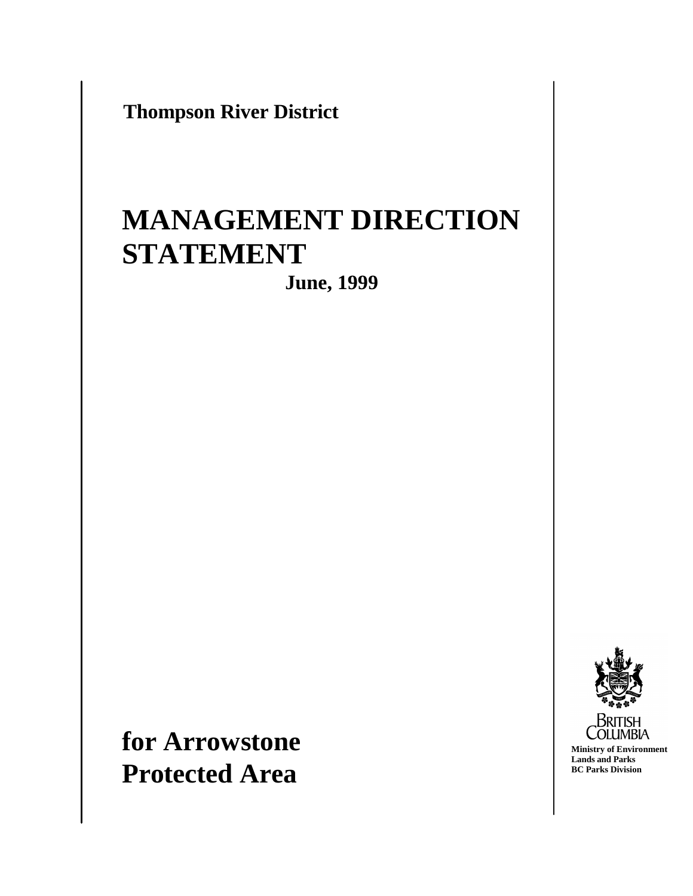**Thompson River District**

# MANAGEMENT DIRECTION STATEMENT

**June, 1999**

# for Arrowstone Protected Area

British Columbia

**Ministry of Environment**
**Lands and Parks**
**BC Parks Division**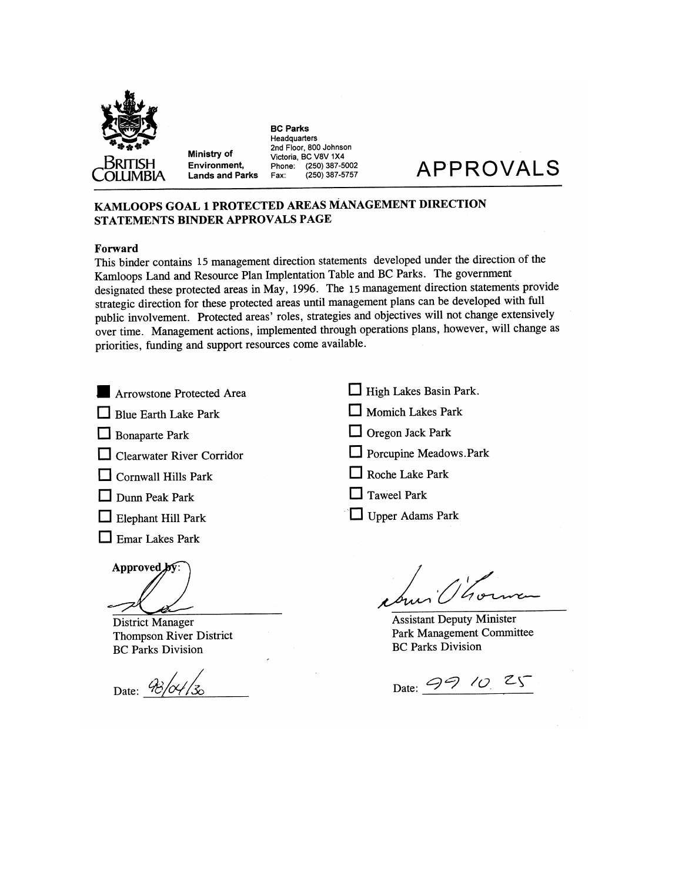Ministry of Environment, Lands and Parks

**BC Parks**
Headquarters
2nd Floor, 800 Johnson
Victoria, BC V8V 1X4
Phone: (250) 387-5002
Fax: (250) 387-5757

# APPROVALS

## KAMLOOPS GOAL 1 PROTECTED AREAS MANAGEMENT DIRECTION STATEMENTS BINDER APPROVALS PAGE

**Forward**

This binder contains 15 management direction statements developed under the direction of the Kamloops Land and Resource Plan Implentation Table and BC Parks. The government designated these protected areas in May, 1996. The 15 management direction statements provide strategic direction for these protected areas until management plans can be developed with full public involvement. Protected areas' roles, strategies and objectives will not change extensively over time. Management actions, implemented through operations plans, however, will change as priorities, funding and support resources come available.

- [x] Arrowstone Protected Area
- [ ] Blue Earth Lake Park
- [ ] Bonaparte Park
- [ ] Clearwater River Corridor
- [ ] Cornwall Hills Park
- [ ] Dunn Peak Park
- [ ] Elephant Hill Park
- [ ] Emar Lakes Park
- [ ] High Lakes Basin Park.
- [ ] Momich Lakes Park
- [ ] Oregon Jack Park
- [ ] Porcupine Meadows.Park
- [ ] Roche Lake Park
- [ ] Taweel Park
- [ ] Upper Adams Park

Approved by:

District Manager
Thompson River District
BC Parks Division

Date: 98/04/30

Assistant Deputy Minister
Park Management Committee
BC Parks Division

Date: 99 10 25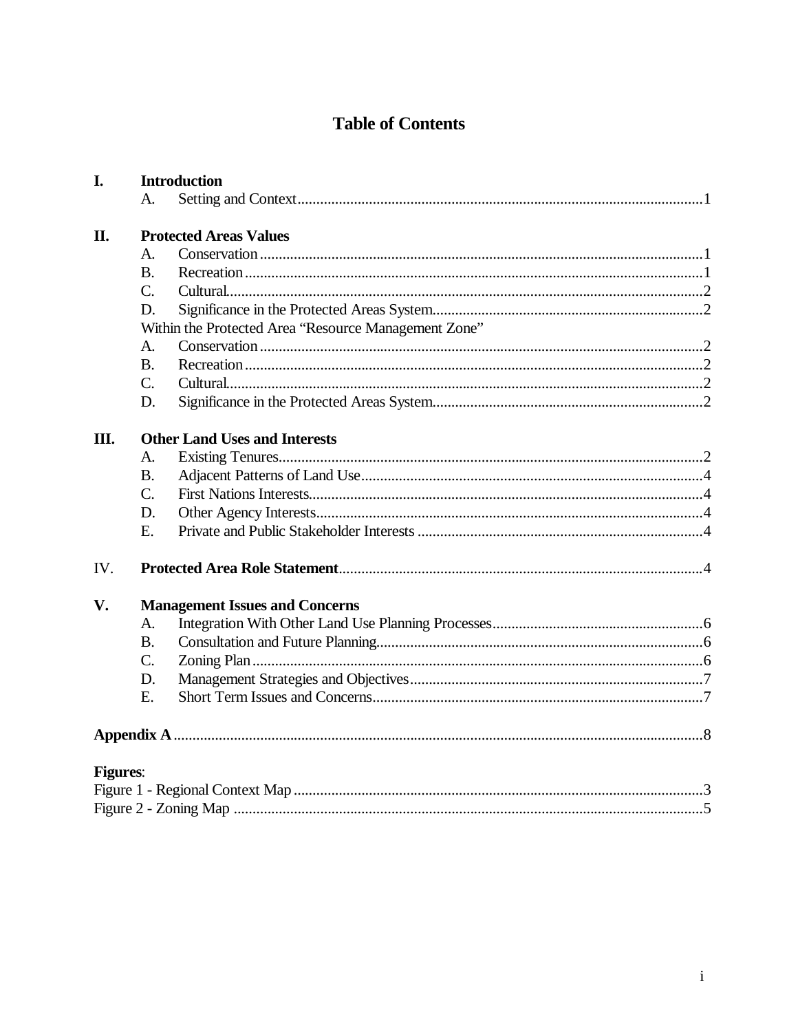# Table of Contents

**I. Introduction**

- A. Setting and Context ........ 1

**II. Protected Areas Values**

- A. Conservation ........ 1
- B. Recreation ........ 1
- C. Cultural ........ 2
- D. Significance in the Protected Areas System ........ 2

Within the Protected Area "Resource Management Zone"

- A. Conservation ........ 2
- B. Recreation ........ 2
- C. Cultural ........ 2
- D. Significance in the Protected Areas System ........ 2

**III. Other Land Uses and Interests**

- A. Existing Tenures ........ 2
- B. Adjacent Patterns of Land Use ........ 4
- C. First Nations Interests ........ 4
- D. Other Agency Interests ........ 4
- E. Private and Public Stakeholder Interests ........ 4

IV. **Protected Area Role Statement** ........ 4

**V. Management Issues and Concerns**

- A. Integration With Other Land Use Planning Processes ........ 6
- B. Consultation and Future Planning ........ 6
- C. Zoning Plan ........ 6
- D. Management Strategies and Objectives ........ 7
- E. Short Term Issues and Concerns ........ 7

**Appendix A** ........ 8

**Figures**:

Figure 1 - Regional Context Map ........ 3

Figure 2 - Zoning Map ........ 5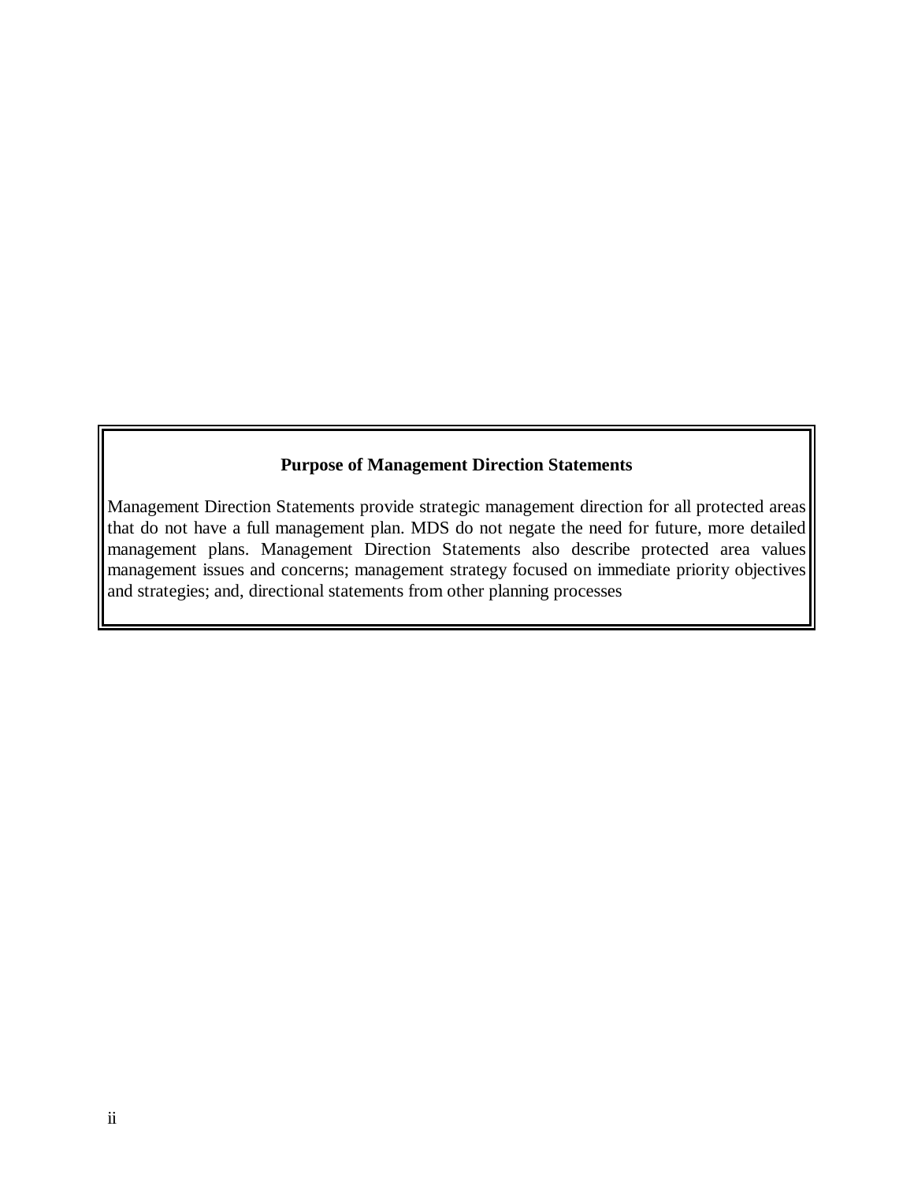**Purpose of Management Direction Statements**

Management Direction Statements provide strategic management direction for all protected areas that do not have a full management plan. MDS do not negate the need for future, more detailed management plans. Management Direction Statements also describe protected area values management issues and concerns; management strategy focused on immediate priority objectives and strategies; and, directional statements from other planning processes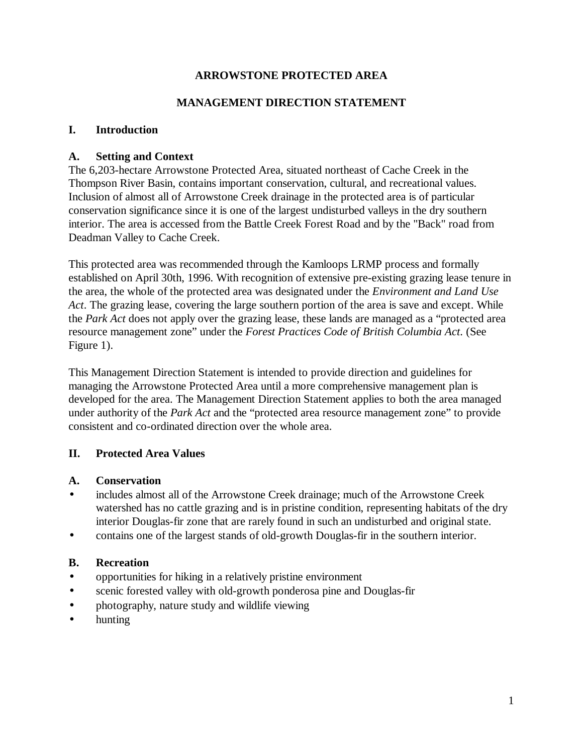# ARROWSTONE PROTECTED AREA

# MANAGEMENT DIRECTION STATEMENT

## I. Introduction

### A. Setting and Context

The 6,203-hectare Arrowstone Protected Area, situated northeast of Cache Creek in the Thompson River Basin, contains important conservation, cultural, and recreational values. Inclusion of almost all of Arrowstone Creek drainage in the protected area is of particular conservation significance since it is one of the largest undisturbed valleys in the dry southern interior. The area is accessed from the Battle Creek Forest Road and by the "Back" road from Deadman Valley to Cache Creek.

This protected area was recommended through the Kamloops LRMP process and formally established on April 30th, 1996. With recognition of extensive pre-existing grazing lease tenure in the area, the whole of the protected area was designated under the *Environment and Land Use Act*. The grazing lease, covering the large southern portion of the area is save and except. While the *Park Act* does not apply over the grazing lease, these lands are managed as a "protected area resource management zone" under the *Forest Practices Code of British Columbia Act*. (See Figure 1).

This Management Direction Statement is intended to provide direction and guidelines for managing the Arrowstone Protected Area until a more comprehensive management plan is developed for the area. The Management Direction Statement applies to both the area managed under authority of the *Park Act* and the "protected area resource management zone" to provide consistent and co-ordinated direction over the whole area.

## II. Protected Area Values

### A. Conservation

- includes almost all of the Arrowstone Creek drainage; much of the Arrowstone Creek watershed has no cattle grazing and is in pristine condition, representing habitats of the dry interior Douglas-fir zone that are rarely found in such an undisturbed and original state.
- contains one of the largest stands of old-growth Douglas-fir in the southern interior.

### B. Recreation

- opportunities for hiking in a relatively pristine environment
- scenic forested valley with old-growth ponderosa pine and Douglas-fir
- photography, nature study and wildlife viewing
- hunting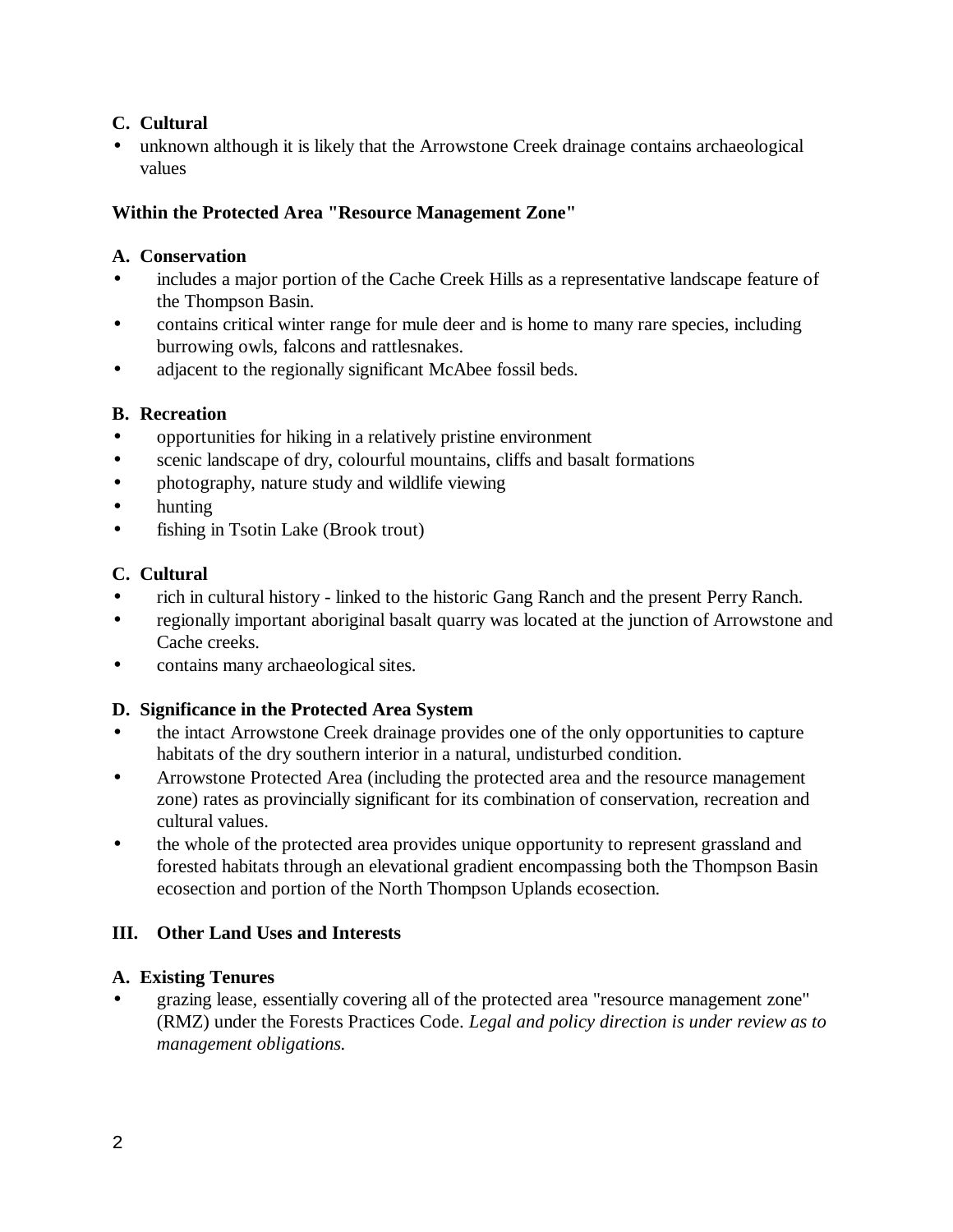**C. Cultural**

- unknown although it is likely that the Arrowstone Creek drainage contains archaeological values

**Within the Protected Area "Resource Management Zone"**

**A. Conservation**

- includes a major portion of the Cache Creek Hills as a representative landscape feature of the Thompson Basin.
- contains critical winter range for mule deer and is home to many rare species, including burrowing owls, falcons and rattlesnakes.
- adjacent to the regionally significant McAbee fossil beds.

**B. Recreation**

- opportunities for hiking in a relatively pristine environment
- scenic landscape of dry, colourful mountains, cliffs and basalt formations
- photography, nature study and wildlife viewing
- hunting
- fishing in Tsotin Lake (Brook trout)

**C. Cultural**

- rich in cultural history - linked to the historic Gang Ranch and the present Perry Ranch.
- regionally important aboriginal basalt quarry was located at the junction of Arrowstone and Cache creeks.
- contains many archaeological sites.

**D. Significance in the Protected Area System**

- the intact Arrowstone Creek drainage provides one of the only opportunities to capture habitats of the dry southern interior in a natural, undisturbed condition.
- Arrowstone Protected Area (including the protected area and the resource management zone) rates as provincially significant for its combination of conservation, recreation and cultural values.
- the whole of the protected area provides unique opportunity to represent grassland and forested habitats through an elevational gradient encompassing both the Thompson Basin ecosection and portion of the North Thompson Uplands ecosection.

## III. Other Land Uses and Interests

**A. Existing Tenures**

- grazing lease, essentially covering all of the protected area "resource management zone" (RMZ) under the Forests Practices Code. *Legal and policy direction is under review as to management obligations.*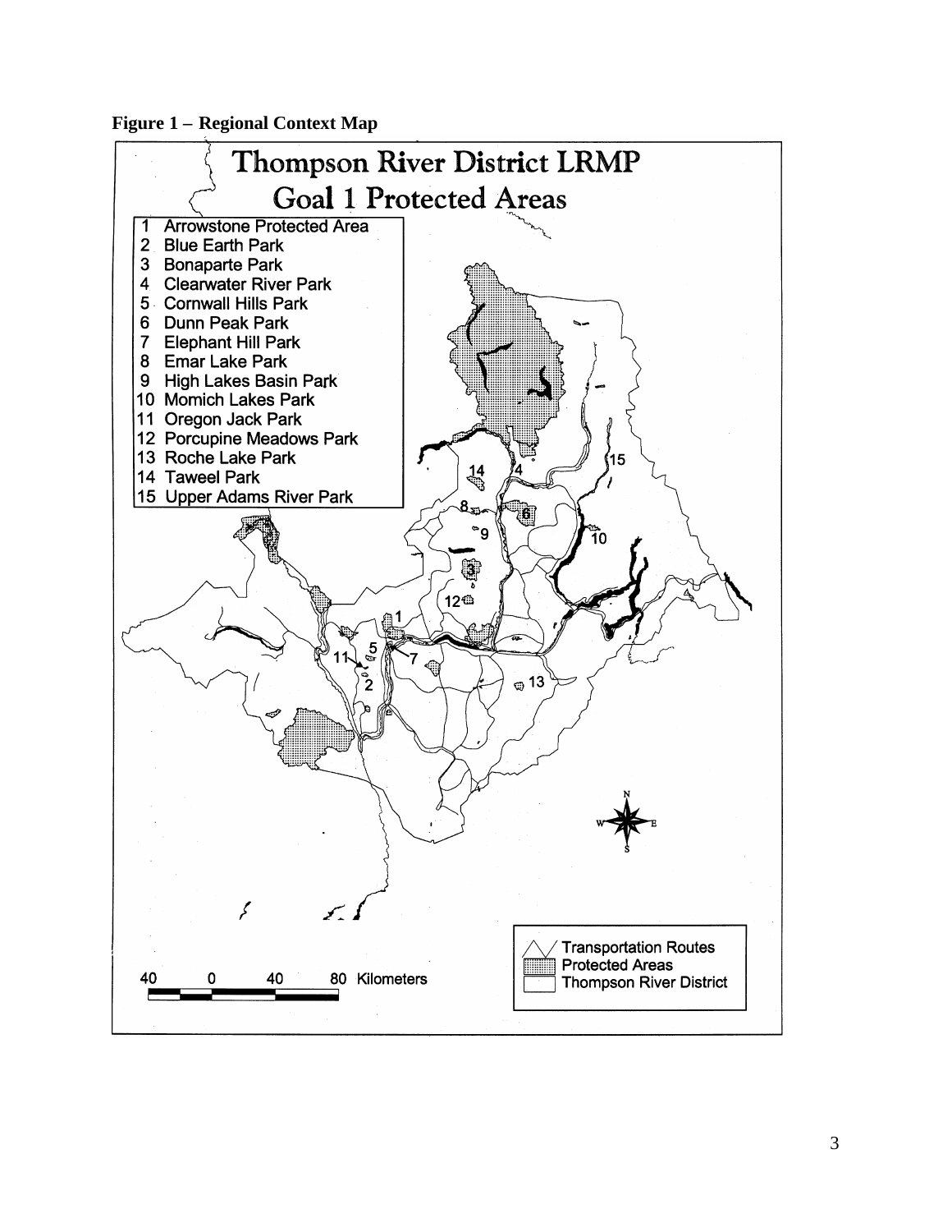**Figure 1 – Regional Context Map**

# Thompson River District LRMP
## Goal 1 Protected Areas

1 Arrowstone Protected Area
2 Blue Earth Park
3 Bonaparte Park
4 Clearwater River Park
5 Cornwall Hills Park
6 Dunn Peak Park
7 Elephant Hill Park
8 Emar Lake Park
9 High Lakes Basin Park
10 Momich Lakes Park
11 Oregon Jack Park
12 Porcupine Meadows Park
13 Roche Lake Park
14 Taweel Park
15 Upper Adams River Park

Transportation Routes
Protected Areas
Thompson River District

40 0 40 80 Kilometers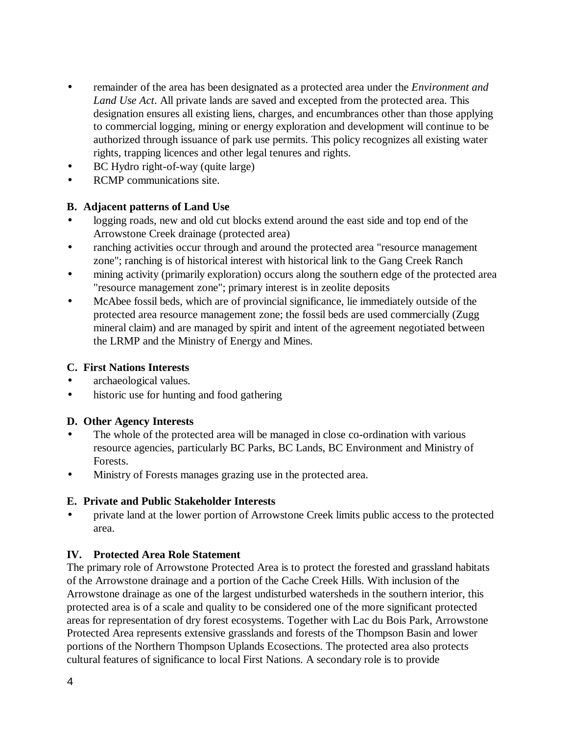- remainder of the area has been designated as a protected area under the *Environment and Land Use Act*. All private lands are saved and excepted from the protected area. This designation ensures all existing liens, charges, and encumbrances other than those applying to commercial logging, mining or energy exploration and development will continue to be authorized through issuance of park use permits. This policy recognizes all existing water rights, trapping licences and other legal tenures and rights.
- BC Hydro right-of-way (quite large)
- RCMP communications site.

**B. Adjacent patterns of Land Use**

- logging roads, new and old cut blocks extend around the east side and top end of the Arrowstone Creek drainage (protected area)
- ranching activities occur through and around the protected area "resource management zone"; ranching is of historical interest with historical link to the Gang Creek Ranch
- mining activity (primarily exploration) occurs along the southern edge of the protected area "resource management zone"; primary interest is in zeolite deposits
- McAbee fossil beds, which are of provincial significance, lie immediately outside of the protected area resource management zone; the fossil beds are used commercially (Zugg mineral claim) and are managed by spirit and intent of the agreement negotiated between the LRMP and the Ministry of Energy and Mines.

**C. First Nations Interests**

- archaeological values.
- historic use for hunting and food gathering

**D. Other Agency Interests**

- The whole of the protected area will be managed in close co-ordination with various resource agencies, particularly BC Parks, BC Lands, BC Environment and Ministry of Forests.
- Ministry of Forests manages grazing use in the protected area.

**E. Private and Public Stakeholder Interests**

- private land at the lower portion of Arrowstone Creek limits public access to the protected area.

## IV. Protected Area Role Statement

The primary role of Arrowstone Protected Area is to protect the forested and grassland habitats of the Arrowstone drainage and a portion of the Cache Creek Hills. With inclusion of the Arrowstone drainage as one of the largest undisturbed watersheds in the southern interior, this protected area is of a scale and quality to be considered one of the more significant protected areas for representation of dry forest ecosystems. Together with Lac du Bois Park, Arrowstone Protected Area represents extensive grasslands and forests of the Thompson Basin and lower portions of the Northern Thompson Uplands Ecosections. The protected area also protects cultural features of significance to local First Nations. A secondary role is to provide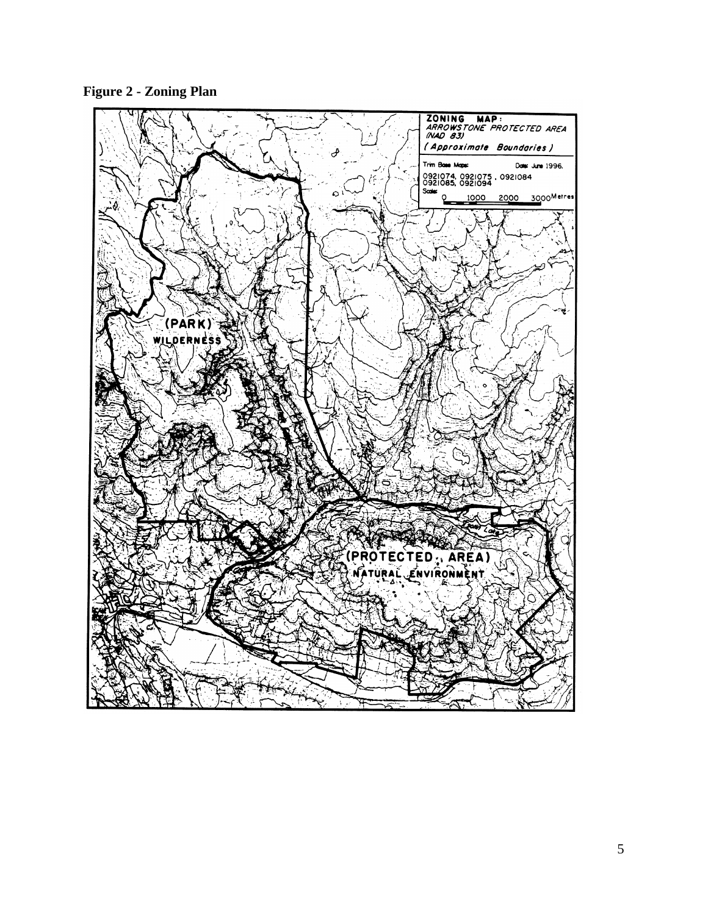**Figure 2 - Zoning Plan**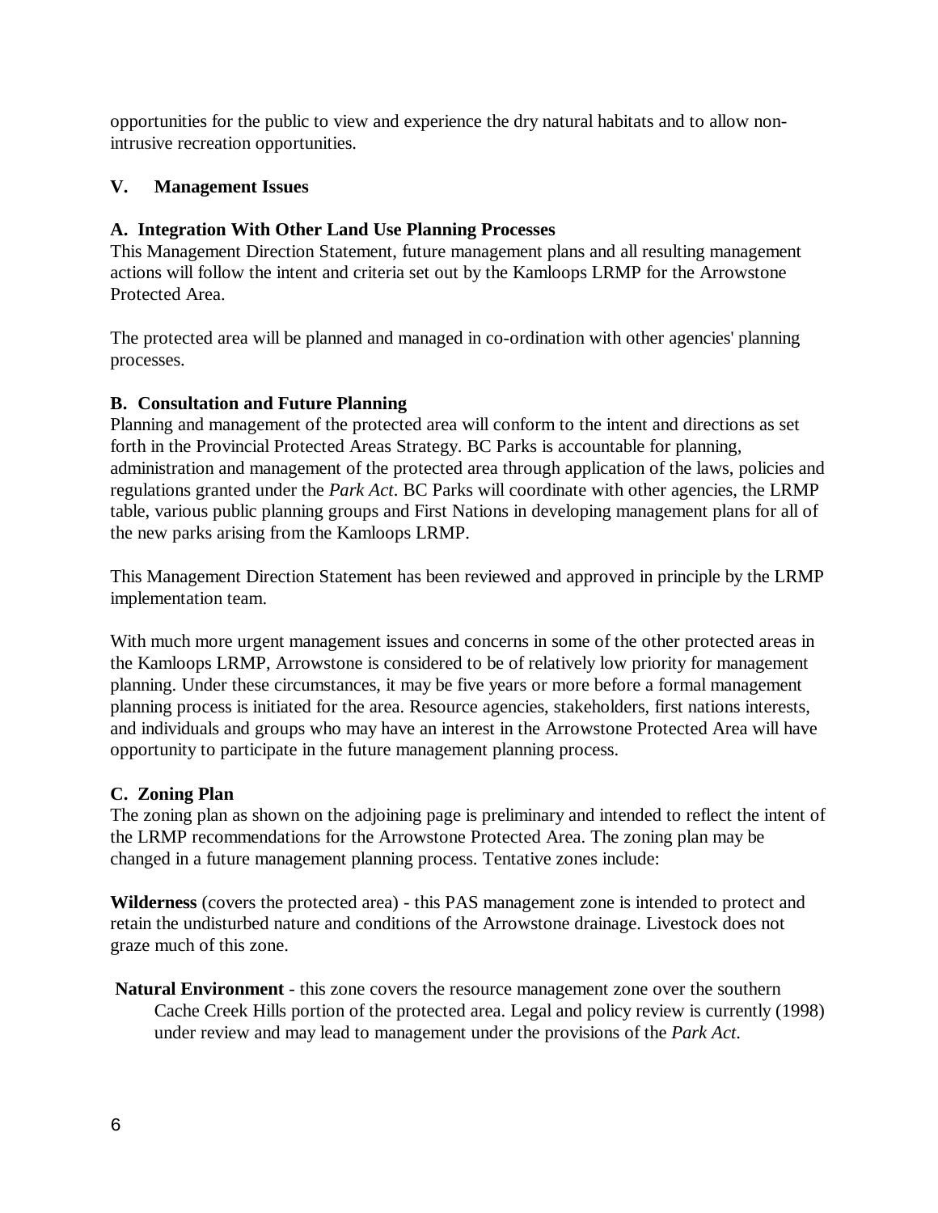opportunities for the public to view and experience the dry natural habitats and to allow non-intrusive recreation opportunities.

## V. Management Issues

### A. Integration With Other Land Use Planning Processes

This Management Direction Statement, future management plans and all resulting management actions will follow the intent and criteria set out by the Kamloops LRMP for the Arrowstone Protected Area.

The protected area will be planned and managed in co-ordination with other agencies' planning processes.

### B. Consultation and Future Planning

Planning and management of the protected area will conform to the intent and directions as set forth in the Provincial Protected Areas Strategy. BC Parks is accountable for planning, administration and management of the protected area through application of the laws, policies and regulations granted under the *Park Act*. BC Parks will coordinate with other agencies, the LRMP table, various public planning groups and First Nations in developing management plans for all of the new parks arising from the Kamloops LRMP.

This Management Direction Statement has been reviewed and approved in principle by the LRMP implementation team.

With much more urgent management issues and concerns in some of the other protected areas in the Kamloops LRMP, Arrowstone is considered to be of relatively low priority for management planning. Under these circumstances, it may be five years or more before a formal management planning process is initiated for the area. Resource agencies, stakeholders, first nations interests, and individuals and groups who may have an interest in the Arrowstone Protected Area will have opportunity to participate in the future management planning process.

### C. Zoning Plan

The zoning plan as shown on the adjoining page is preliminary and intended to reflect the intent of the LRMP recommendations for the Arrowstone Protected Area. The zoning plan may be changed in a future management planning process. Tentative zones include:

**Wilderness** (covers the protected area) - this PAS management zone is intended to protect and retain the undisturbed nature and conditions of the Arrowstone drainage. Livestock does not graze much of this zone.

**Natural Environment** - this zone covers the resource management zone over the southern Cache Creek Hills portion of the protected area. Legal and policy review is currently (1998) under review and may lead to management under the provisions of the *Park Act*.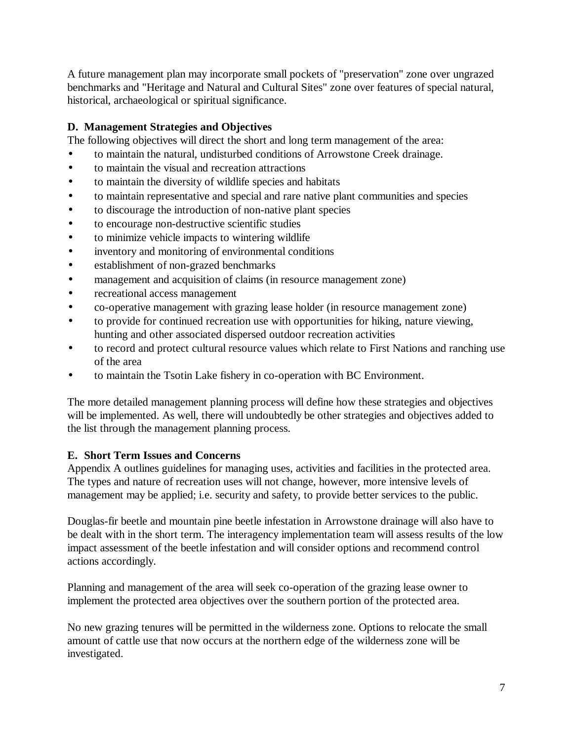A future management plan may incorporate small pockets of "preservation" zone over ungrazed benchmarks and "Heritage and Natural and Cultural Sites" zone over features of special natural, historical, archaeological or spiritual significance.

### D. Management Strategies and Objectives

The following objectives will direct the short and long term management of the area:

- to maintain the natural, undisturbed conditions of Arrowstone Creek drainage.
- to maintain the visual and recreation attractions
- to maintain the diversity of wildlife species and habitats
- to maintain representative and special and rare native plant communities and species
- to discourage the introduction of non-native plant species
- to encourage non-destructive scientific studies
- to minimize vehicle impacts to wintering wildlife
- inventory and monitoring of environmental conditions
- establishment of non-grazed benchmarks
- management and acquisition of claims (in resource management zone)
- recreational access management
- co-operative management with grazing lease holder (in resource management zone)
- to provide for continued recreation use with opportunities for hiking, nature viewing, hunting and other associated dispersed outdoor recreation activities
- to record and protect cultural resource values which relate to First Nations and ranching use of the area
- to maintain the Tsotin Lake fishery in co-operation with BC Environment.

The more detailed management planning process will define how these strategies and objectives will be implemented. As well, there will undoubtedly be other strategies and objectives added to the list through the management planning process.

### E. Short Term Issues and Concerns

Appendix A outlines guidelines for managing uses, activities and facilities in the protected area. The types and nature of recreation uses will not change, however, more intensive levels of management may be applied; i.e. security and safety, to provide better services to the public.

Douglas-fir beetle and mountain pine beetle infestation in Arrowstone drainage will also have to be dealt with in the short term. The interagency implementation team will assess results of the low impact assessment of the beetle infestation and will consider options and recommend control actions accordingly.

Planning and management of the area will seek co-operation of the grazing lease owner to implement the protected area objectives over the southern portion of the protected area.

No new grazing tenures will be permitted in the wilderness zone. Options to relocate the small amount of cattle use that now occurs at the northern edge of the wilderness zone will be investigated.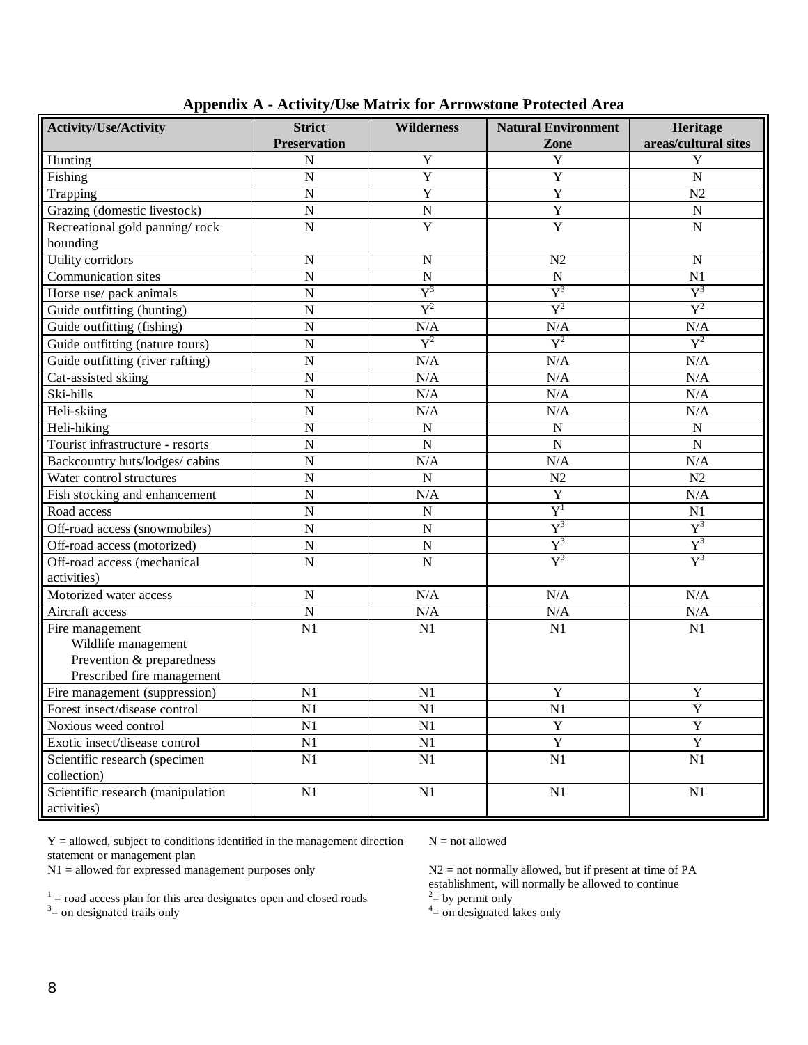## Appendix A - Activity/Use Matrix for Arrowstone Protected Area

| Activity/Use/Activity | Strict Preservation | Wilderness | Natural Environment Zone | Heritage areas/cultural sites |
|---|---|---|---|---|
| Hunting | N | Y | Y | Y |
| Fishing | N | Y | Y | N |
| Trapping | N | Y | Y | N2 |
| Grazing (domestic livestock) | N | N | Y | N |
| Recreational gold panning/ rock hounding | N | Y | Y | N |
| Utility corridors | N | N | N2 | N |
| Communication sites | N | N | N | N1 |
| Horse use/ pack animals | N | Y[3] | Y[3] | Y[3] |
| Guide outfitting (hunting) | N | Y[2] | Y[2] | Y[2] |
| Guide outfitting (fishing) | N | N/A | N/A | N/A |
| Guide outfitting (nature tours) | N | Y[2] | Y[2] | Y[2] |
| Guide outfitting (river rafting) | N | N/A | N/A | N/A |
| Cat-assisted skiing | N | N/A | N/A | N/A |
| Ski-hills | N | N/A | N/A | N/A |
| Heli-skiing | N | N/A | N/A | N/A |
| Heli-hiking | N | N | N | N |
| Tourist infrastructure - resorts | N | N | N | N |
| Backcountry huts/lodges/ cabins | N | N/A | N/A | N/A |
| Water control structures | N | N | N2 | N2 |
| Fish stocking and enhancement | N | N/A | Y | N/A |
| Road access | N | N | Y[1] | N1 |
| Off-road access (snowmobiles) | N | N | Y[3] | Y[3] |
| Off-road access (motorized) | N | N | Y[3] | Y[3] |
| Off-road access (mechanical activities) | N | N | Y[3] | Y[3] |
| Motorized water access | N | N/A | N/A | N/A |
| Aircraft access | N | N/A | N/A | N/A |
| Fire management<br>Wildlife management<br>Prevention & preparedness<br>Prescribed fire management | N1 | N1 | N1 | N1 |
| Fire management (suppression) | N1 | N1 | Y | Y |
| Forest insect/disease control | N1 | N1 | N1 | Y |
| Noxious weed control | N1 | N1 | Y | Y |
| Exotic insect/disease control | N1 | N1 | Y | Y |
| Scientific research (specimen collection) | N1 | N1 | N1 | N1 |
| Scientific research (manipulation activities) | N1 | N1 | N1 | N1 |

Y = allowed, subject to conditions identified in the management direction statement or management plan

N = not allowed

N1 = allowed for expressed management purposes only

N2 = not normally allowed, but if present at time of PA establishment, will normally be allowed to continue

[1] = road access plan for this area designates open and closed roads

[2] = by permit only

[3] = on designated trails only

[4] = on designated lakes only